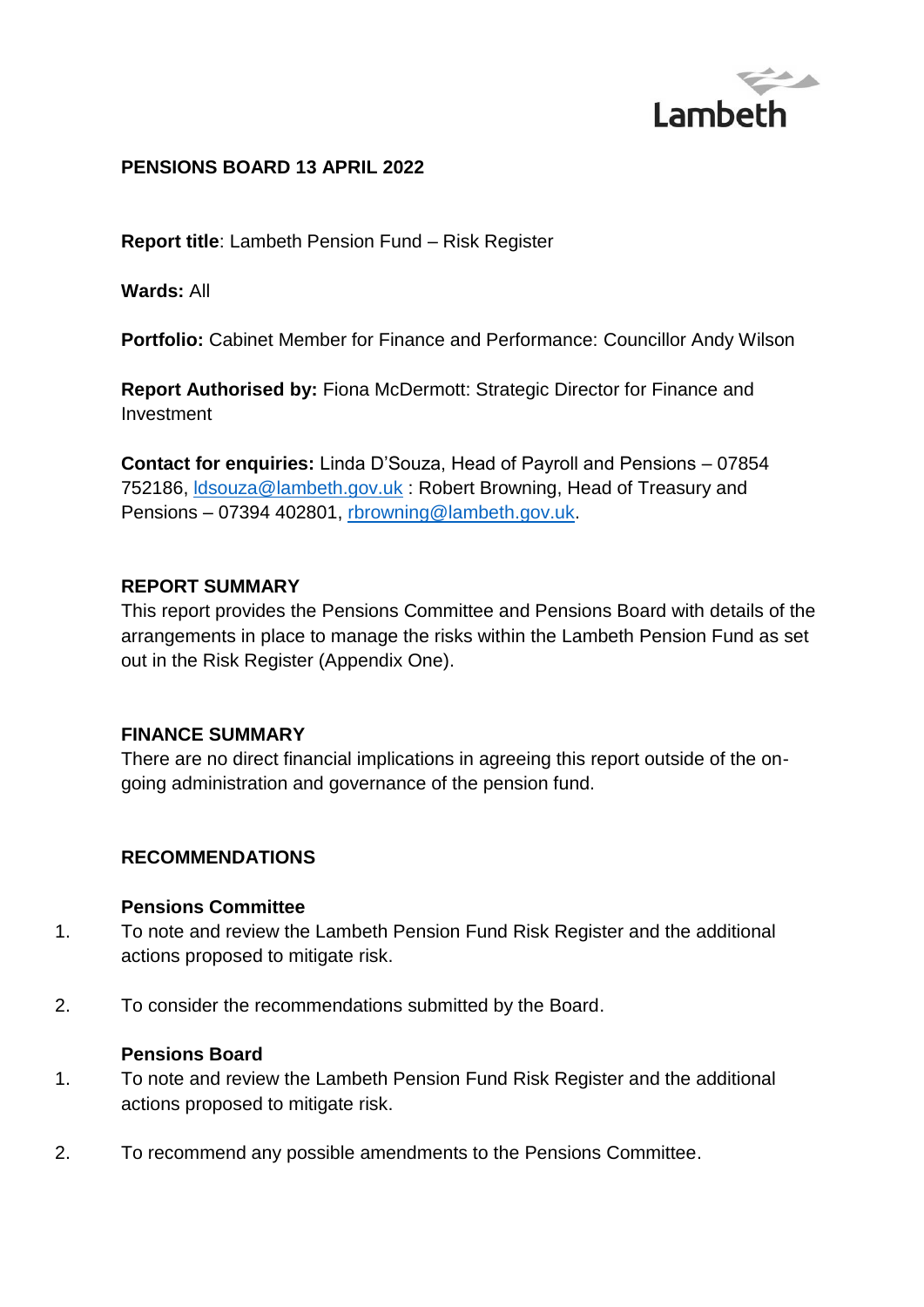**PENSIONS BOARD 13 APRIL 2022**

**Report title**: Lambeth Pension Fund – Risk Register

**Wards:** All

**Portfolio:** Cabinet Member for Finance and Performance: Councillor Andy Wilson

**Report Authorised by:** Fiona McDermott: Strategic Director for Finance and Investment

**Contact for enquiries:** Linda D'Souza, Head of Payroll and Pensions – 07854 752186, ldsouza@lambeth.gov.uk : Robert Browning, Head of Treasury and Pensions – 07394 402801, rbrowning@lambeth.gov.uk.

## REPORT SUMMARY

This report provides the Pensions Committee and Pensions Board with details of the arrangements in place to manage the risks within the Lambeth Pension Fund as set out in the Risk Register (Appendix One).

## FINANCE SUMMARY

There are no direct financial implications in agreeing this report outside of the on-going administration and governance of the pension fund.

## RECOMMENDATIONS

**Pensions Committee**

1. To note and review the Lambeth Pension Fund Risk Register and the additional actions proposed to mitigate risk.
2. To consider the recommendations submitted by the Board.

**Pensions Board**

1. To note and review the Lambeth Pension Fund Risk Register and the additional actions proposed to mitigate risk.
2. To recommend any possible amendments to the Pensions Committee.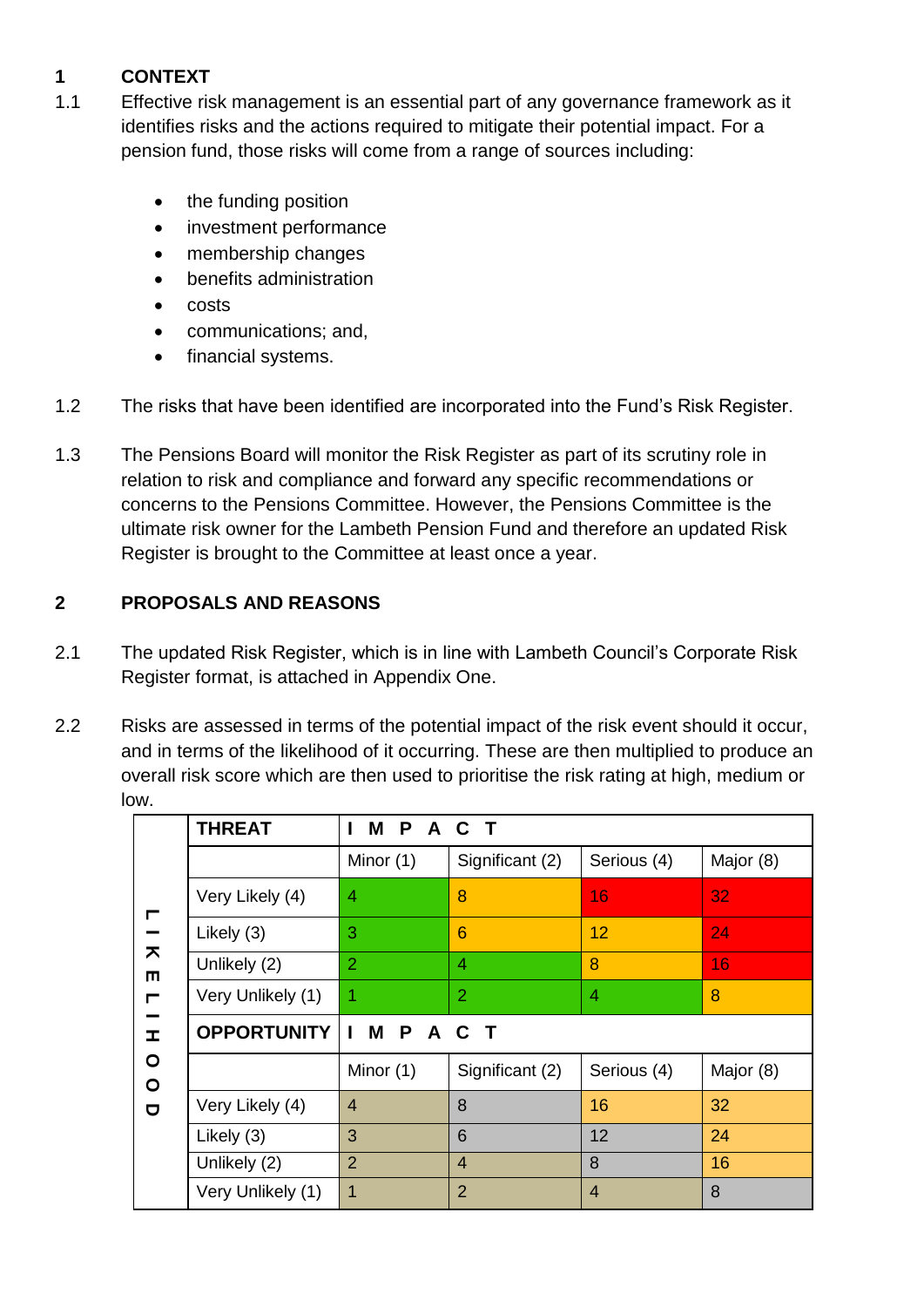## 1 CONTEXT

1.1 Effective risk management is an essential part of any governance framework as it identifies risks and the actions required to mitigate their potential impact. For a pension fund, those risks will come from a range of sources including:

- the funding position
- investment performance
- membership changes
- benefits administration
- costs
- communications; and,
- financial systems.

1.2 The risks that have been identified are incorporated into the Fund's Risk Register.

1.3 The Pensions Board will monitor the Risk Register as part of its scrutiny role in relation to risk and compliance and forward any specific recommendations or concerns to the Pensions Committee. However, the Pensions Committee is the ultimate risk owner for the Lambeth Pension Fund and therefore an updated Risk Register is brought to the Committee at least once a year.

## 2 PROPOSALS AND REASONS

2.1 The updated Risk Register, which is in line with Lambeth Council's Corporate Risk Register format, is attached in Appendix One.

2.2 Risks are assessed in terms of the potential impact of the risk event should it occur, and in terms of the likelihood of it occurring. These are then multiplied to produce an overall risk score which are then used to prioritise the risk rating at high, medium or low.

| | **THREAT** | **I M P A C T** | | | |
|---|---|---|---|---|---|
| | | Minor (1) | Significant (2) | Serious (4) | Major (8) |
| **LIKELIHOOD** | Very Likely (4) | 4 | 8 | 16 | 32 |
| | Likely (3) | 3 | 6 | 12 | 24 |
| | Unlikely (2) | 2 | 4 | 8 | 16 |
| | Very Unlikely (1) | 1 | 2 | 4 | 8 |
| | **OPPORTUNITY** | **I M P A C T** | | | |
| | | Minor (1) | Significant (2) | Serious (4) | Major (8) |
| | Very Likely (4) | 4 | 8 | 16 | 32 |
| | Likely (3) | 3 | 6 | 12 | 24 |
| | Unlikely (2) | 2 | 4 | 8 | 16 |
| | Very Unlikely (1) | 1 | 2 | 4 | 8 |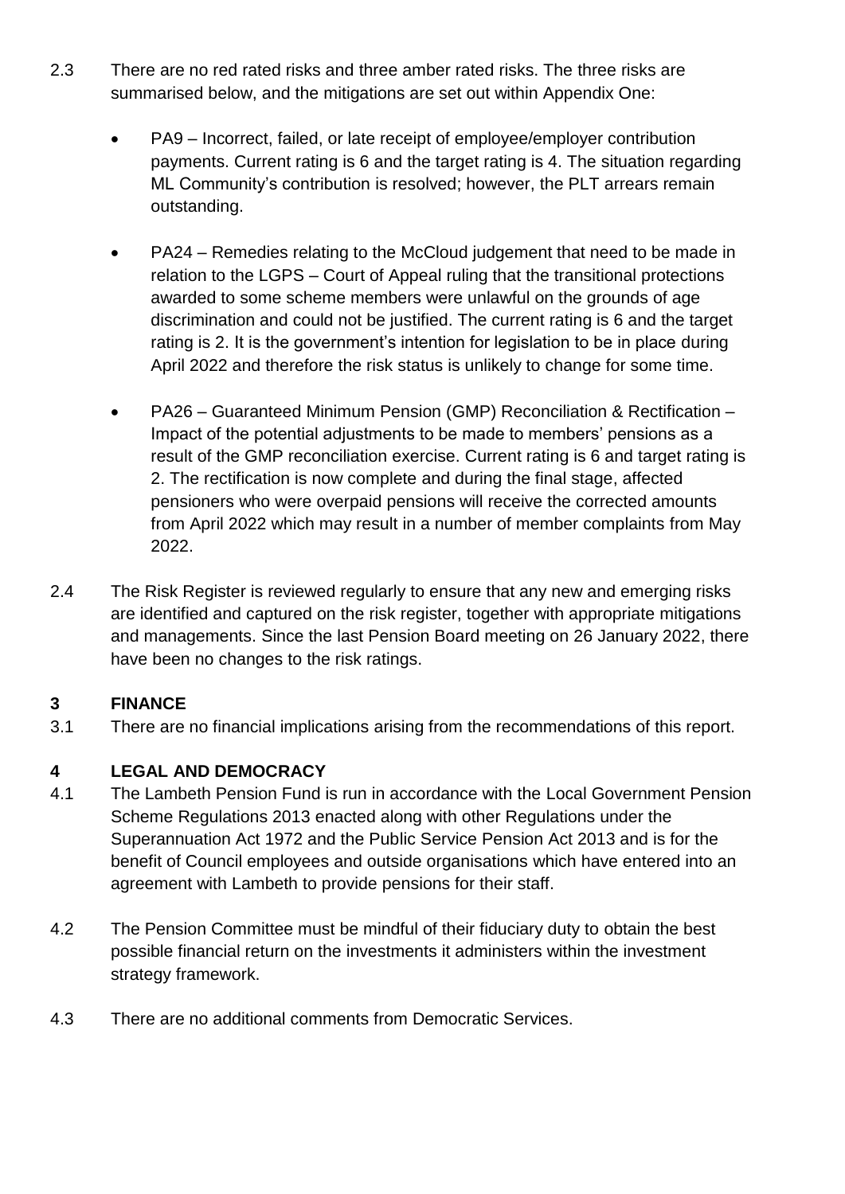2.3 There are no red rated risks and three amber rated risks. The three risks are summarised below, and the mitigations are set out within Appendix One:

- PA9 – Incorrect, failed, or late receipt of employee/employer contribution payments. Current rating is 6 and the target rating is 4. The situation regarding ML Community's contribution is resolved; however, the PLT arrears remain outstanding.

- PA24 – Remedies relating to the McCloud judgement that need to be made in relation to the LGPS – Court of Appeal ruling that the transitional protections awarded to some scheme members were unlawful on the grounds of age discrimination and could not be justified. The current rating is 6 and the target rating is 2. It is the government's intention for legislation to be in place during April 2022 and therefore the risk status is unlikely to change for some time.

- PA26 – Guaranteed Minimum Pension (GMP) Reconciliation & Rectification – Impact of the potential adjustments to be made to members' pensions as a result of the GMP reconciliation exercise. Current rating is 6 and target rating is 2. The rectification is now complete and during the final stage, affected pensioners who were overpaid pensions will receive the corrected amounts from April 2022 which may result in a number of member complaints from May 2022.

2.4 The Risk Register is reviewed regularly to ensure that any new and emerging risks are identified and captured on the risk register, together with appropriate mitigations and managements. Since the last Pension Board meeting on 26 January 2022, there have been no changes to the risk ratings.

## 3 FINANCE

3.1 There are no financial implications arising from the recommendations of this report.

## 4 LEGAL AND DEMOCRACY

4.1 The Lambeth Pension Fund is run in accordance with the Local Government Pension Scheme Regulations 2013 enacted along with other Regulations under the Superannuation Act 1972 and the Public Service Pension Act 2013 and is for the benefit of Council employees and outside organisations which have entered into an agreement with Lambeth to provide pensions for their staff.

4.2 The Pension Committee must be mindful of their fiduciary duty to obtain the best possible financial return on the investments it administers within the investment strategy framework.

4.3 There are no additional comments from Democratic Services.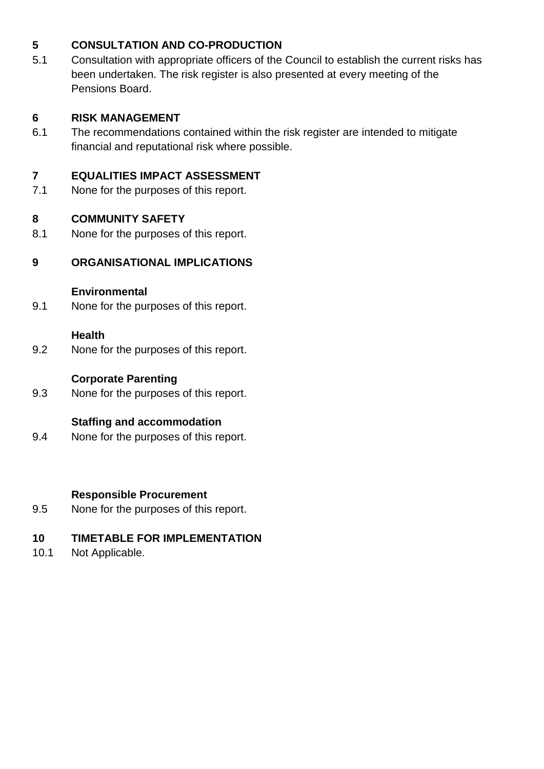## 5 CONSULTATION AND CO-PRODUCTION

5.1 Consultation with appropriate officers of the Council to establish the current risks has been undertaken. The risk register is also presented at every meeting of the Pensions Board.

## 6 RISK MANAGEMENT

6.1 The recommendations contained within the risk register are intended to mitigate financial and reputational risk where possible.

## 7 EQUALITIES IMPACT ASSESSMENT

7.1 None for the purposes of this report.

## 8 COMMUNITY SAFETY

8.1 None for the purposes of this report.

## 9 ORGANISATIONAL IMPLICATIONS

**Environmental**

9.1 None for the purposes of this report.

**Health**

9.2 None for the purposes of this report.

**Corporate Parenting**

9.3 None for the purposes of this report.

**Staffing and accommodation**

9.4 None for the purposes of this report.

**Responsible Procurement**

9.5 None for the purposes of this report.

## 10 TIMETABLE FOR IMPLEMENTATION

10.1 Not Applicable.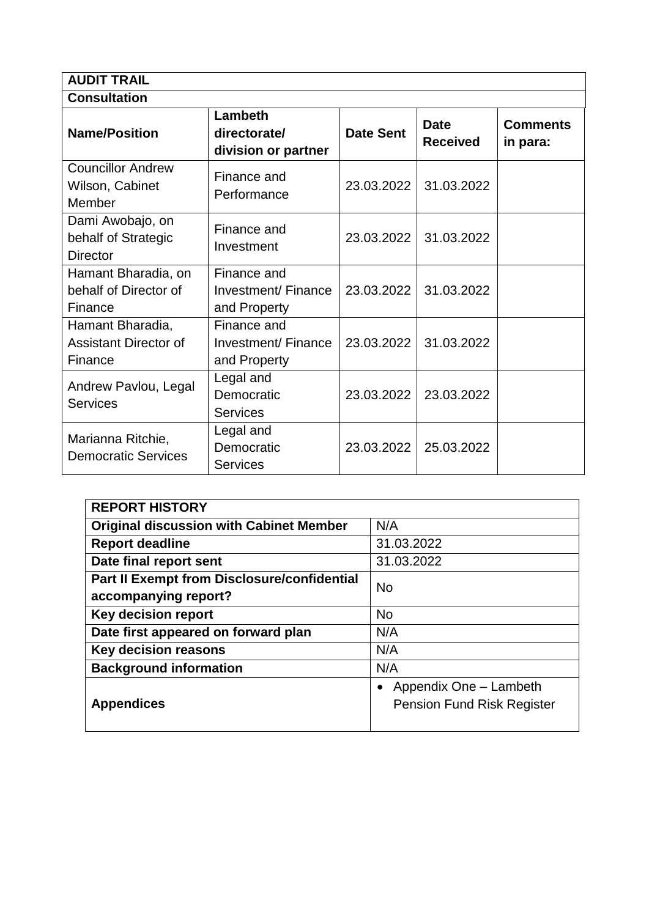| AUDIT TRAIL | | | | |
|---|---|---|---|---|
| **Consultation** | | | | |
| **Name/Position** | **Lambeth directorate/ division or partner** | **Date Sent** | **Date Received** | **Comments in para:** |
| Councillor Andrew Wilson, Cabinet Member | Finance and Performance | 23.03.2022 | 31.03.2022 | |
| Dami Awobajo, on behalf of Strategic Director | Finance and Investment | 23.03.2022 | 31.03.2022 | |
| Hamant Bharadia, on behalf of Director of Finance | Finance and Investment/ Finance and Property | 23.03.2022 | 31.03.2022 | |
| Hamant Bharadia, Assistant Director of Finance | Finance and Investment/ Finance and Property | 23.03.2022 | 31.03.2022 | |
| Andrew Pavlou, Legal Services | Legal and Democratic Services | 23.03.2022 | 23.03.2022 | |
| Marianna Ritchie, Democratic Services | Legal and Democratic Services | 23.03.2022 | 25.03.2022 | |

| REPORT HISTORY | |
|---|---|
| **Original discussion with Cabinet Member** | N/A |
| **Report deadline** | 31.03.2022 |
| **Date final report sent** | 31.03.2022 |
| **Part II Exempt from Disclosure/confidential accompanying report?** | No |
| **Key decision report** | No |
| **Date first appeared on forward plan** | N/A |
| **Key decision reasons** | N/A |
| **Background information** | N/A |
| **Appendices** | • Appendix One – Lambeth Pension Fund Risk Register |